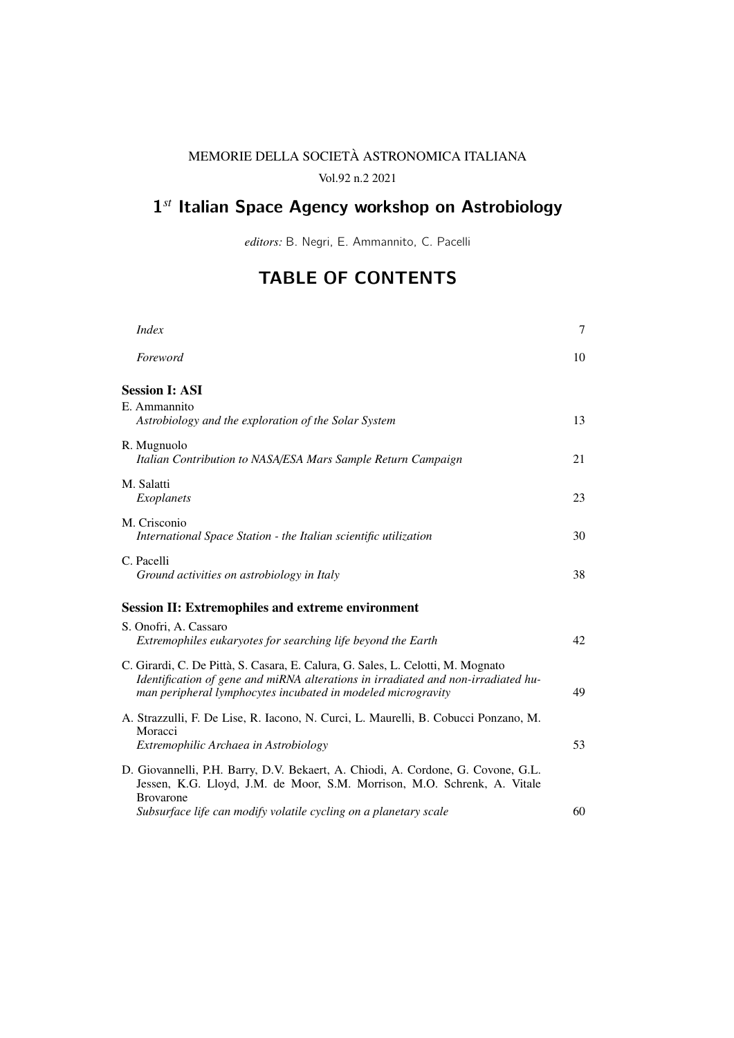MEMORIE DELLA SOCIETÀ ASTRONOMICA ITALIANA

Vol.92 n.2 2021

# 1$^{st}$ Italian Space Agency workshop on Astrobiology

*editors:* B. Negri, E. Ammannito, C. Pacelli

## TABLE OF CONTENTS

*Index* 7

*Foreword* 10

### Session I: ASI

E. Ammannito
*Astrobiology and the exploration of the Solar System* 13

R. Mugnuolo
*Italian Contribution to NASA/ESA Mars Sample Return Campaign* 21

M. Salatti
*Exoplanets* 23

M. Crisconio
*International Space Station - the Italian scientific utilization* 30

C. Pacelli
*Ground activities on astrobiology in Italy* 38

### Session II: Extremophiles and extreme environment

S. Onofri, A. Cassaro
*Extremophiles eukaryotes for searching life beyond the Earth* 42

C. Girardi, C. De Pittà, S. Casara, E. Calura, G. Sales, L. Celotti, M. Mognato
*Identification of gene and miRNA alterations in irradiated and non-irradiated human peripheral lymphocytes incubated in modeled microgravity* 49

A. Strazzulli, F. De Lise, R. Iacono, N. Curci, L. Maurelli, B. Cobucci Ponzano, M. Moracci
*Extremophilic Archaea in Astrobiology* 53

D. Giovannelli, P.H. Barry, D.V. Bekaert, A. Chiodi, A. Cordone, G. Covone, G.L. Jessen, K.G. Lloyd, J.M. de Moor, S.M. Morrison, M.O. Schrenk, A. Vitale Brovarone
*Subsurface life can modify volatile cycling on a planetary scale* 60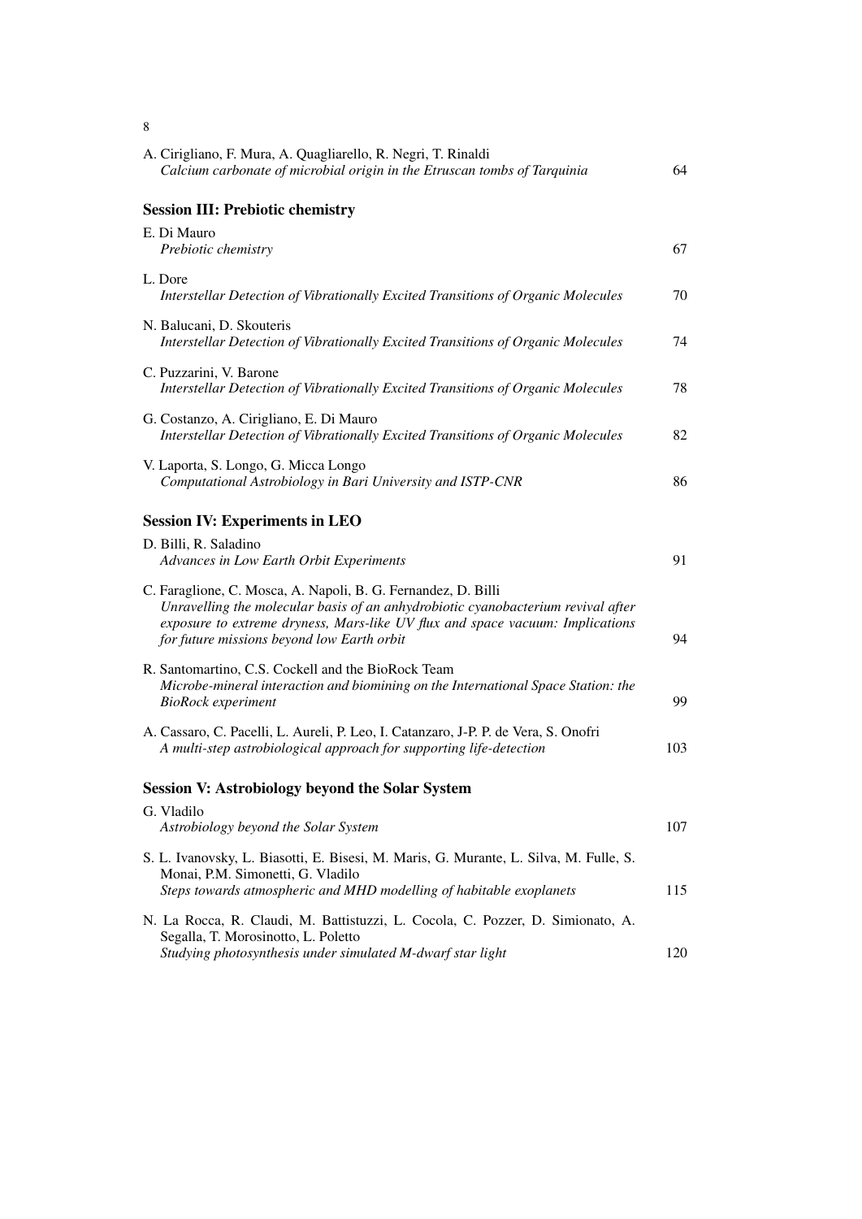A. Cirigliano, F. Mura, A. Quagliarello, R. Negri, T. Rinaldi
*Calcium carbonate of microbial origin in the Etruscan tombs of Tarquinia* 64

## Session III: Prebiotic chemistry

E. Di Mauro
*Prebiotic chemistry* 67

L. Dore
*Interstellar Detection of Vibrationally Excited Transitions of Organic Molecules* 70

N. Balucani, D. Skouteris
*Interstellar Detection of Vibrationally Excited Transitions of Organic Molecules* 74

C. Puzzarini, V. Barone
*Interstellar Detection of Vibrationally Excited Transitions of Organic Molecules* 78

G. Costanzo, A. Cirigliano, E. Di Mauro
*Interstellar Detection of Vibrationally Excited Transitions of Organic Molecules* 82

V. Laporta, S. Longo, G. Micca Longo
*Computational Astrobiology in Bari University and ISTP-CNR* 86

## Session IV: Experiments in LEO

D. Billi, R. Saladino
*Advances in Low Earth Orbit Experiments* 91

C. Faraglione, C. Mosca, A. Napoli, B. G. Fernandez, D. Billi
*Unravelling the molecular basis of an anhydrobiotic cyanobacterium revival after exposure to extreme dryness, Mars-like UV flux and space vacuum: Implications for future missions beyond low Earth orbit* 94

R. Santomartino, C.S. Cockell and the BioRock Team
*Microbe-mineral interaction and biomining on the International Space Station: the BioRock experiment* 99

A. Cassaro, C. Pacelli, L. Aureli, P. Leo, I. Catanzaro, J-P. P. de Vera, S. Onofri
*A multi-step astrobiological approach for supporting life-detection* 103

## Session V: Astrobiology beyond the Solar System

G. Vladilo
*Astrobiology beyond the Solar System* 107

S. L. Ivanovsky, L. Biasotti, E. Bisesi, M. Maris, G. Murante, L. Silva, M. Fulle, S. Monai, P.M. Simonetti, G. Vladilo
*Steps towards atmospheric and MHD modelling of habitable exoplanets* 115

N. La Rocca, R. Claudi, M. Battistuzzi, L. Cocola, C. Pozzer, D. Simionato, A. Segalla, T. Morosinotto, L. Poletto
*Studying photosynthesis under simulated M-dwarf star light* 120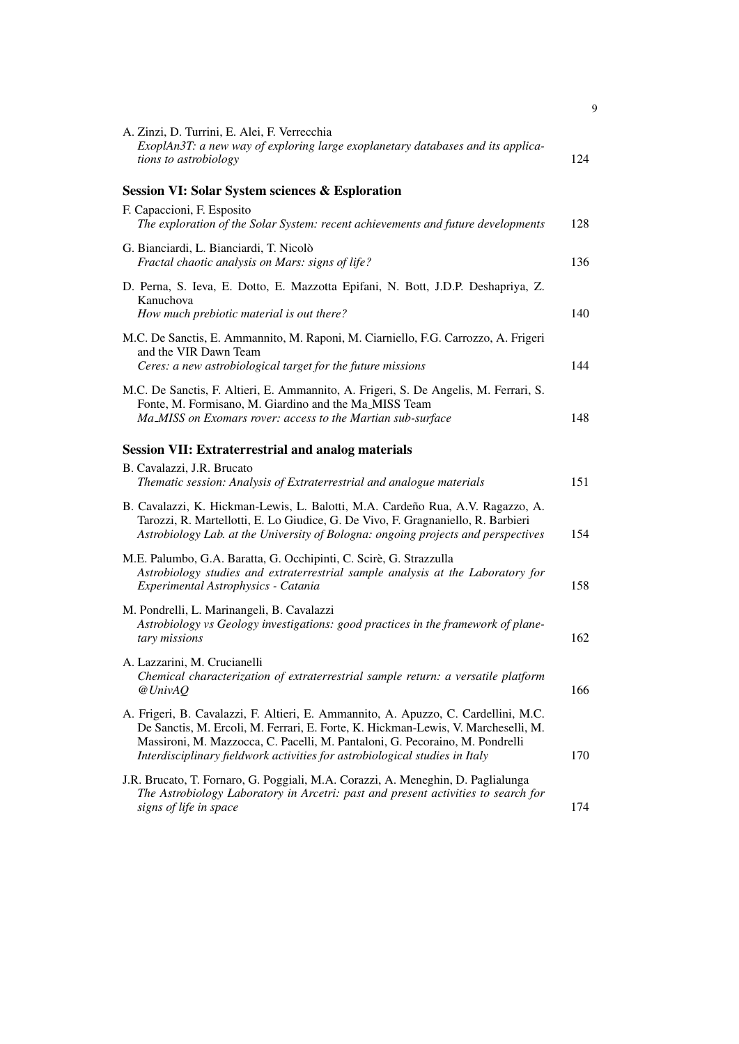A. Zinzi, D. Turrini, E. Alei, F. Verrecchia
*ExoplAn3T: a new way of exploring large exoplanetary databases and its applications to astrobiology* 124

## Session VI: Solar System sciences & Esploration

F. Capaccioni, F. Esposito
*The exploration of the Solar System: recent achievements and future developments* 128

G. Bianciardi, L. Bianciardi, T. Nicolò
*Fractal chaotic analysis on Mars: signs of life?* 136

D. Perna, S. Ieva, E. Dotto, E. Mazzotta Epifani, N. Bott, J.D.P. Deshapriya, Z. Kanuchova
*How much prebiotic material is out there?* 140

M.C. De Sanctis, E. Ammannito, M. Raponi, M. Ciarniello, F.G. Carrozzo, A. Frigeri and the VIR Dawn Team
*Ceres: a new astrobiological target for the future missions* 144

M.C. De Sanctis, F. Altieri, E. Ammannito, A. Frigeri, S. De Angelis, M. Ferrari, S. Fonte, M. Formisano, M. Giardino and the Ma_MISS Team
*Ma_MISS on Exomars rover: access to the Martian sub-surface* 148

## Session VII: Extraterrestrial and analog materials

B. Cavalazzi, J.R. Brucato
*Thematic session: Analysis of Extraterrestrial and analogue materials* 151

B. Cavalazzi, K. Hickman-Lewis, L. Balotti, M.A. Cardeño Rua, A.V. Ragazzo, A. Tarozzi, R. Martellotti, E. Lo Giudice, G. De Vivo, F. Gragnaniello, R. Barbieri
*Astrobiology Lab. at the University of Bologna: ongoing projects and perspectives* 154

M.E. Palumbo, G.A. Baratta, G. Occhipinti, C. Scirè, G. Strazzulla
*Astrobiology studies and extraterrestrial sample analysis at the Laboratory for Experimental Astrophysics - Catania* 158

M. Pondrelli, L. Marinangeli, B. Cavalazzi
*Astrobiology vs Geology investigations: good practices in the framework of planetary missions* 162

A. Lazzarini, M. Crucianelli
*Chemical characterization of extraterrestrial sample return: a versatile platform @UnivAQ* 166

A. Frigeri, B. Cavalazzi, F. Altieri, E. Ammannito, A. Apuzzo, C. Cardellini, M.C. De Sanctis, M. Ercoli, M. Ferrari, E. Forte, K. Hickman-Lewis, V. Marcheselli, M. Massironi, M. Mazzocca, C. Pacelli, M. Pantaloni, G. Pecoraino, M. Pondrelli
*Interdisciplinary fieldwork activities for astrobiological studies in Italy* 170

J.R. Brucato, T. Fornaro, G. Poggiali, M.A. Corazzi, A. Meneghin, D. Paglialunga
*The Astrobiology Laboratory in Arcetri: past and present activities to search for signs of life in space* 174